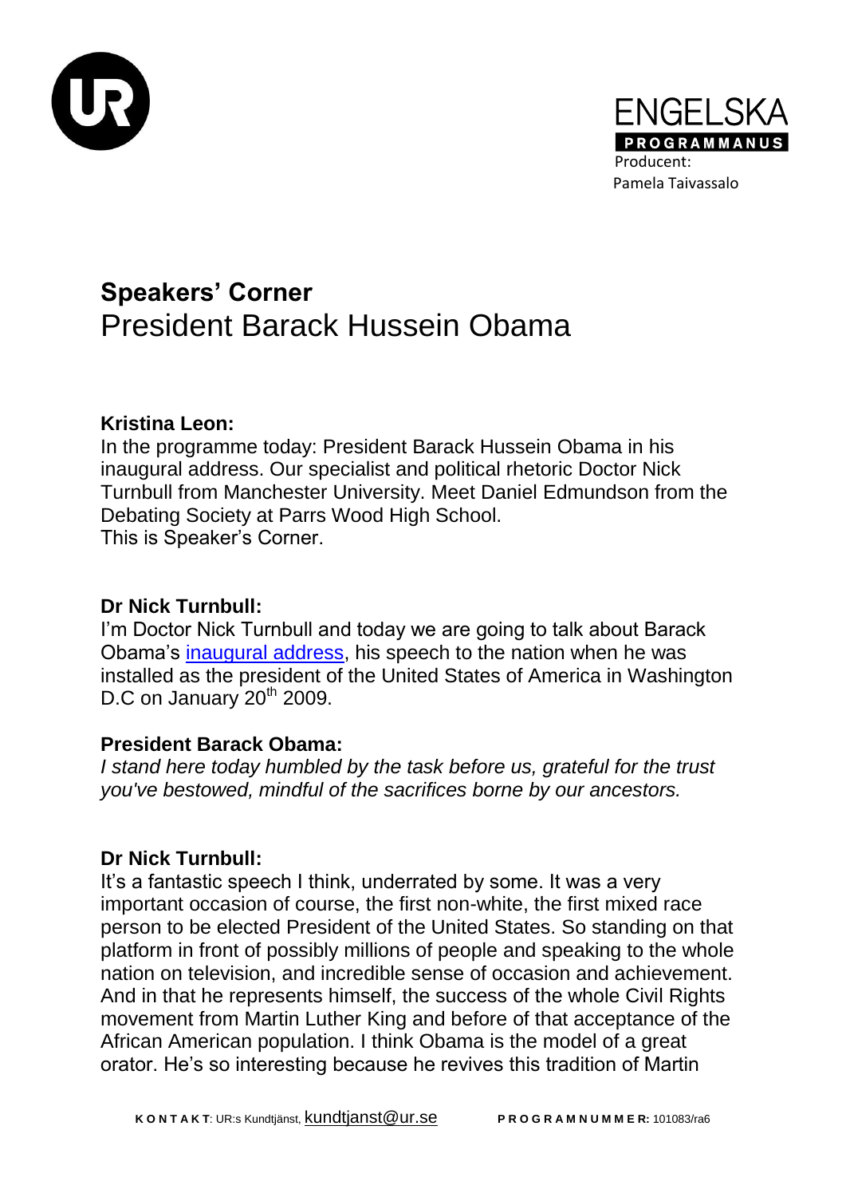ENGELSKA

**PROGRAMMANUS**

Producent:
Pamela Taivassalo

# **Speakers' Corner**
## President Barack Hussein Obama

**Kristina Leon:**
In the programme today: President Barack Hussein Obama in his inaugural address. Our specialist and political rhetoric Doctor Nick Turnbull from Manchester University. Meet Daniel Edmundson from the Debating Society at Parrs Wood High School.
This is Speaker's Corner.

**Dr Nick Turnbull:**
I'm Doctor Nick Turnbull and today we are going to talk about Barack Obama's inaugural address, his speech to the nation when he was installed as the president of the United States of America in Washington D.C on January 20th 2009.

**President Barack Obama:**
*I stand here today humbled by the task before us, grateful for the trust you've bestowed, mindful of the sacrifices borne by our ancestors.*

**Dr Nick Turnbull:**
It's a fantastic speech I think, underrated by some. It was a very important occasion of course, the first non-white, the first mixed race person to be elected President of the United States. So standing on that platform in front of possibly millions of people and speaking to the whole nation on television, and incredible sense of occasion and achievement. And in that he represents himself, the success of the whole Civil Rights movement from Martin Luther King and before of that acceptance of the African American population. I think Obama is the model of a great orator. He's so interesting because he revives this tradition of Martin

**KONTAKT**: UR:s Kundtjänst, kundtjanst@ur.se **PROGRAMNUMMER:** 101083/ra6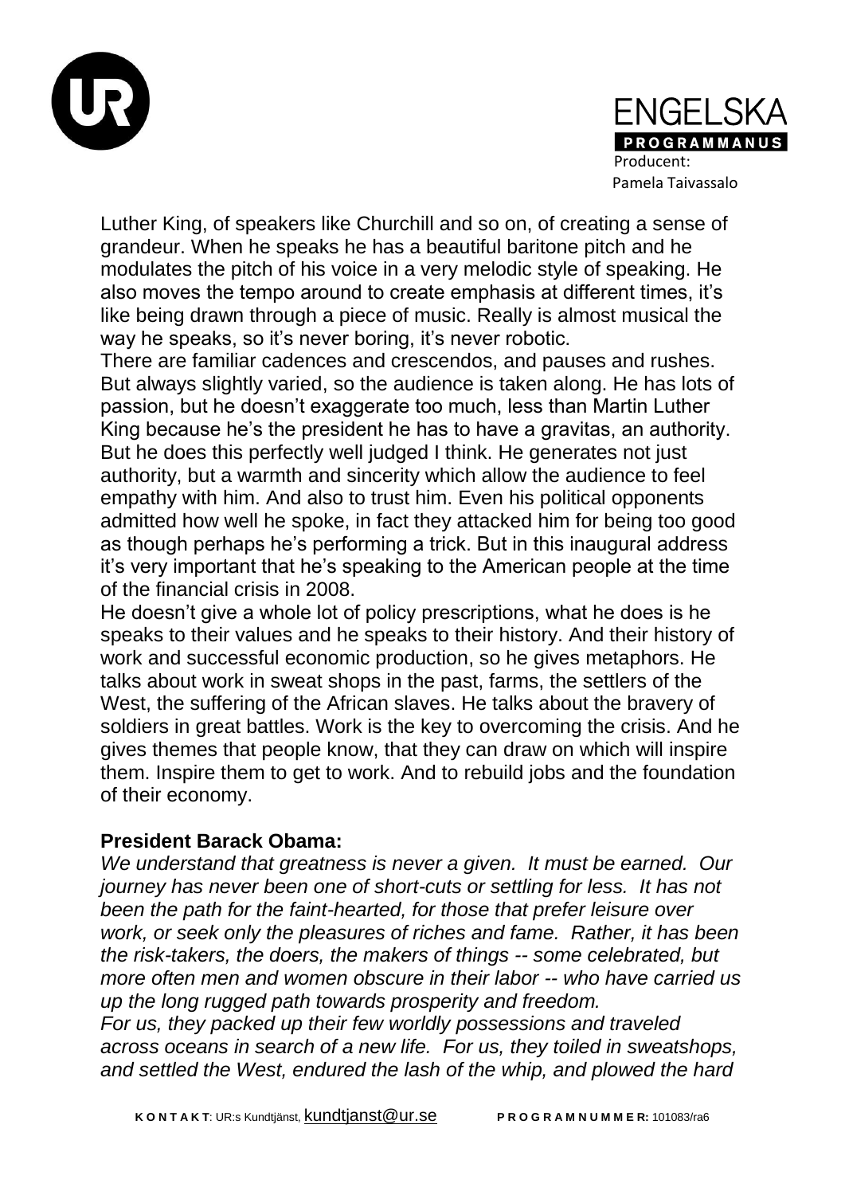Luther King, of speakers like Churchill and so on, of creating a sense of grandeur. When he speaks he has a beautiful baritone pitch and he modulates the pitch of his voice in a very melodic style of speaking. He also moves the tempo around to create emphasis at different times, it's like being drawn through a piece of music. Really is almost musical the way he speaks, so it's never boring, it's never robotic.
There are familiar cadences and crescendos, and pauses and rushes. But always slightly varied, so the audience is taken along. He has lots of passion, but he doesn't exaggerate too much, less than Martin Luther King because he's the president he has to have a gravitas, an authority. But he does this perfectly well judged I think. He generates not just authority, but a warmth and sincerity which allow the audience to feel empathy with him. And also to trust him. Even his political opponents admitted how well he spoke, in fact they attacked him for being too good as though perhaps he's performing a trick. But in this inaugural address it's very important that he's speaking to the American people at the time of the financial crisis in 2008.
He doesn't give a whole lot of policy prescriptions, what he does is he speaks to their values and he speaks to their history. And their history of work and successful economic production, so he gives metaphors. He talks about work in sweat shops in the past, farms, the settlers of the West, the suffering of the African slaves. He talks about the bravery of soldiers in great battles. Work is the key to overcoming the crisis. And he gives themes that people know, that they can draw on which will inspire them. Inspire them to get to work. And to rebuild jobs and the foundation of their economy.

**President Barack Obama:**
*We understand that greatness is never a given. It must be earned. Our journey has never been one of short-cuts or settling for less. It has not been the path for the faint-hearted, for those that prefer leisure over work, or seek only the pleasures of riches and fame. Rather, it has been the risk-takers, the doers, the makers of things -- some celebrated, but more often men and women obscure in their labor -- who have carried us up the long rugged path towards prosperity and freedom.*
*For us, they packed up their few worldly possessions and traveled across oceans in search of a new life. For us, they toiled in sweatshops, and settled the West, endured the lash of the whip, and plowed the hard*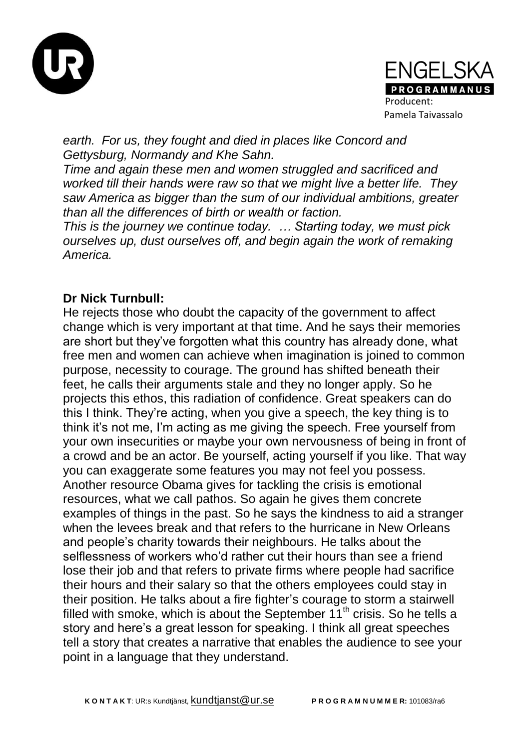*earth. For us, they fought and died in places like Concord and Gettysburg, Normandy and Khe Sahn.*
*Time and again these men and women struggled and sacrificed and worked till their hands were raw so that we might live a better life. They saw America as bigger than the sum of our individual ambitions, greater than all the differences of birth or wealth or faction.*
*This is the journey we continue today. … Starting today, we must pick ourselves up, dust ourselves off, and begin again the work of remaking America.*

**Dr Nick Turnbull:**
He rejects those who doubt the capacity of the government to affect change which is very important at that time. And he says their memories are short but they've forgotten what this country has already done, what free men and women can achieve when imagination is joined to common purpose, necessity to courage. The ground has shifted beneath their feet, he calls their arguments stale and they no longer apply. So he projects this ethos, this radiation of confidence. Great speakers can do this I think. They're acting, when you give a speech, the key thing is to think it's not me, I'm acting as me giving the speech. Free yourself from your own insecurities or maybe your own nervousness of being in front of a crowd and be an actor. Be yourself, acting yourself if you like. That way you can exaggerate some features you may not feel you possess. Another resource Obama gives for tackling the crisis is emotional resources, what we call pathos. So again he gives them concrete examples of things in the past. So he says the kindness to aid a stranger when the levees break and that refers to the hurricane in New Orleans and people's charity towards their neighbours. He talks about the selflessness of workers who'd rather cut their hours than see a friend lose their job and that refers to private firms where people had sacrifice their hours and their salary so that the others employees could stay in their position. He talks about a fire fighter's courage to storm a stairwell filled with smoke, which is about the September 11th crisis. So he tells a story and here's a great lesson for speaking. I think all great speeches tell a story that creates a narrative that enables the audience to see your point in a language that they understand.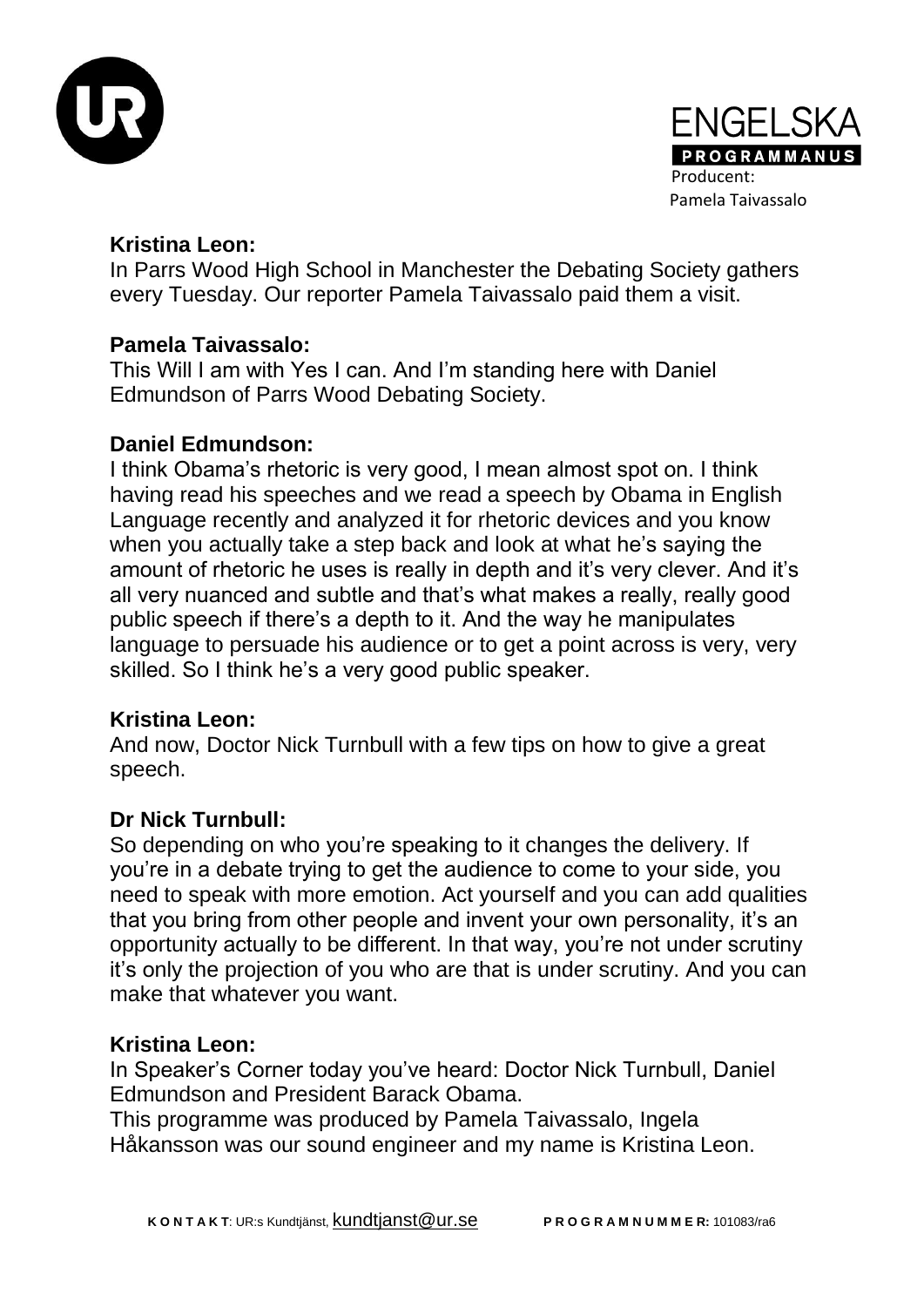**Kristina Leon:**
In Parrs Wood High School in Manchester the Debating Society gathers every Tuesday. Our reporter Pamela Taivassalo paid them a visit.

**Pamela Taivassalo:**
This Will I am with Yes I can. And I'm standing here with Daniel Edmundson of Parrs Wood Debating Society.

**Daniel Edmundson:**
I think Obama's rhetoric is very good, I mean almost spot on. I think having read his speeches and we read a speech by Obama in English Language recently and analyzed it for rhetoric devices and you know when you actually take a step back and look at what he's saying the amount of rhetoric he uses is really in depth and it's very clever. And it's all very nuanced and subtle and that's what makes a really, really good public speech if there's a depth to it. And the way he manipulates language to persuade his audience or to get a point across is very, very skilled. So I think he's a very good public speaker.

**Kristina Leon:**
And now, Doctor Nick Turnbull with a few tips on how to give a great speech.

**Dr Nick Turnbull:**
So depending on who you're speaking to it changes the delivery. If you're in a debate trying to get the audience to come to your side, you need to speak with more emotion. Act yourself and you can add qualities that you bring from other people and invent your own personality, it's an opportunity actually to be different. In that way, you're not under scrutiny it's only the projection of you who are that is under scrutiny. And you can make that whatever you want.

**Kristina Leon:**
In Speaker's Corner today you've heard: Doctor Nick Turnbull, Daniel Edmundson and President Barack Obama.
This programme was produced by Pamela Taivassalo, Ingela Håkansson was our sound engineer and my name is Kristina Leon.